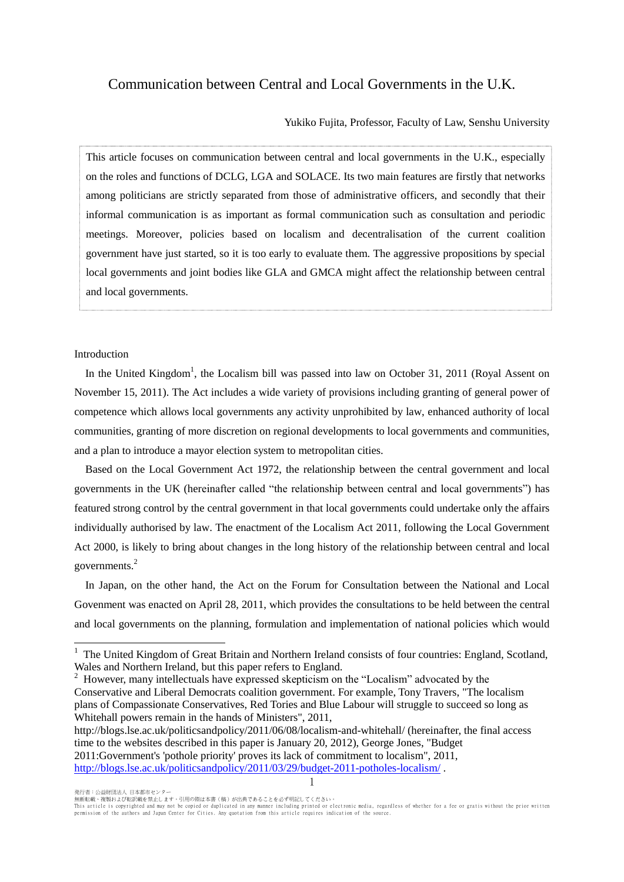# Communication between Central and Local Governments in the U.K.

Yukiko Fujita, Professor, Faculty of Law, Senshu University

> This article focuses on communication between central and local governments in the U.K., especially on the roles and functions of DCLG, LGA and SOLACE. Its two main features are firstly that networks among politicians are strictly separated from those of administrative officers, and secondly that their informal communication is as important as formal communication such as consultation and periodic meetings. Moreover, policies based on localism and decentralisation of the current coalition government have just started, so it is too early to evaluate them. The aggressive propositions by special local governments and joint bodies like GLA and GMCA might affect the relationship between central and local governments.

## Introduction

In the United Kingdom[1], the Localism bill was passed into law on October 31, 2011 (Royal Assent on November 15, 2011). The Act includes a wide variety of provisions including granting of general power of competence which allows local governments any activity unprohibited by law, enhanced authority of local communities, granting of more discretion on regional developments to local governments and communities, and a plan to introduce a mayor election system to metropolitan cities.

Based on the Local Government Act 1972, the relationship between the central government and local governments in the UK (hereinafter called "the relationship between central and local governments") has featured strong control by the central government in that local governments could undertake only the affairs individually authorised by law. The enactment of the Localism Act 2011, following the Local Government Act 2000, is likely to bring about changes in the long history of the relationship between central and local governments.[2]

In Japan, on the other hand, the Act on the Forum for Consultation between the National and Local Govenment was enacted on April 28, 2011, which provides the consultations to be held between the central and local governments on the planning, formulation and implementation of national policies which would

---

[1] The United Kingdom of Great Britain and Northern Ireland consists of four countries: England, Scotland, Wales and Northern Ireland, but this paper refers to England.

[2] However, many intellectuals have expressed skepticism on the "Localism" advocated by the Conservative and Liberal Democrats coalition government. For example, Tony Travers, "The localism plans of Compassionate Conservatives, Red Tories and Blue Labour will struggle to succeed so long as Whitehall powers remain in the hands of Ministers", 2011, http://blogs.lse.ac.uk/politicsandpolicy/2011/06/08/localism-and-whitehall/ (hereinafter, the final access time to the websites described in this paper is January 20, 2012), George Jones, "Budget 2011:Government's 'pothole priority' proves its lack of commitment to localism", 2011, http://blogs.lse.ac.uk/politicsandpolicy/2011/03/29/budget-2011-potholes-localism/ .

発行者：公益財団法人 日本都市センター
無断転載・複製および転訳載を禁止します。引用の際は本書（稿）が出典であることを必ず明記してください。
This article is copyrighted and may not be copied or duplicated in any manner including printed or electronic media, regardless of whether for a fee or gratis without the prior written permission of the authors and Japan Center for Cities. Any quotation from this article requires indication of the source.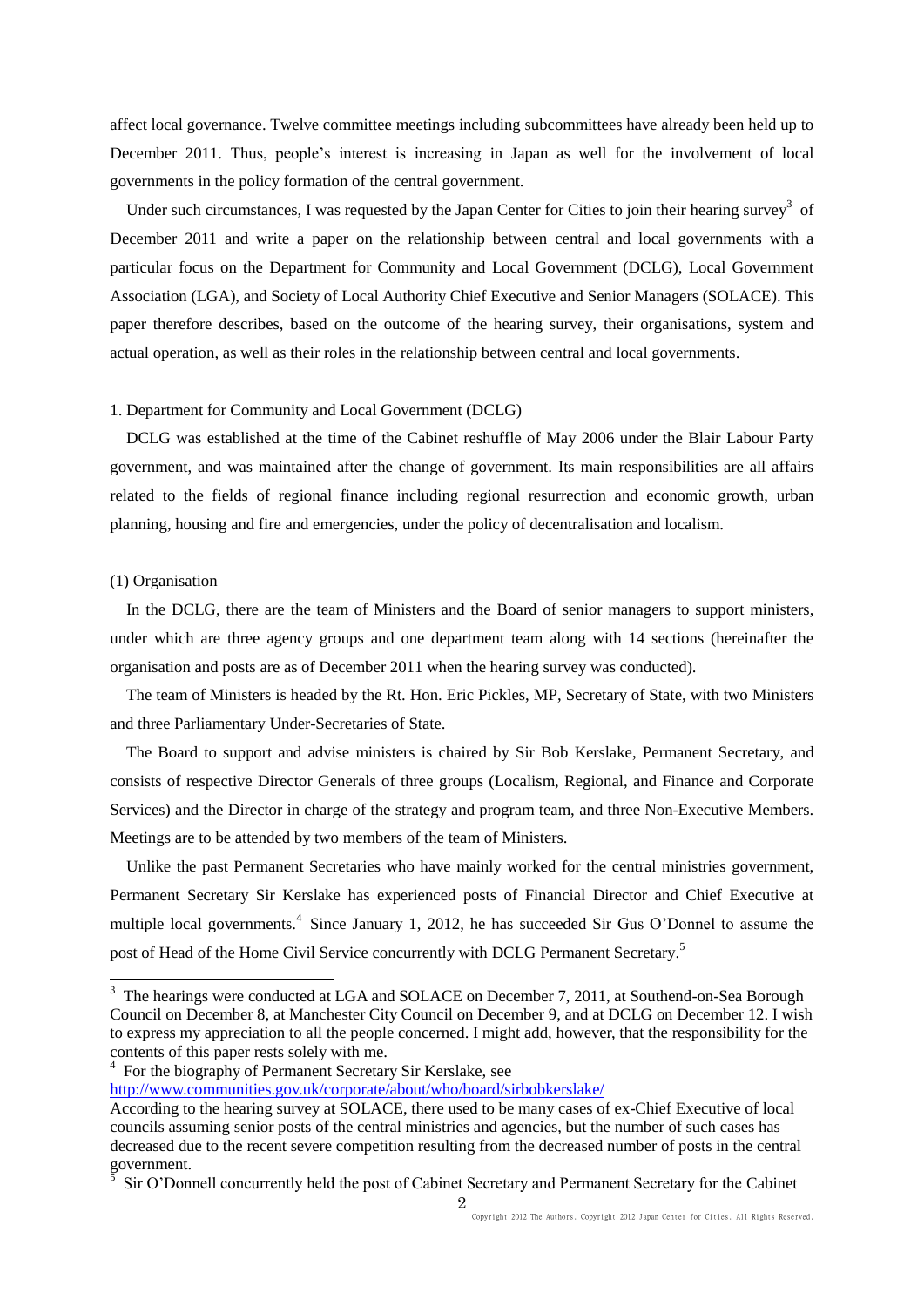affect local governance. Twelve committee meetings including subcommittees have already been held up to December 2011. Thus, people's interest is increasing in Japan as well for the involvement of local governments in the policy formation of the central government.

Under such circumstances, I was requested by the Japan Center for Cities to join their hearing survey[3] of December 2011 and write a paper on the relationship between central and local governments with a particular focus on the Department for Community and Local Government (DCLG), Local Government Association (LGA), and Society of Local Authority Chief Executive and Senior Managers (SOLACE). This paper therefore describes, based on the outcome of the hearing survey, their organisations, system and actual operation, as well as their roles in the relationship between central and local governments.

## 1. Department for Community and Local Government (DCLG)

DCLG was established at the time of the Cabinet reshuffle of May 2006 under the Blair Labour Party government, and was maintained after the change of government. Its main responsibilities are all affairs related to the fields of regional finance including regional resurrection and economic growth, urban planning, housing and fire and emergencies, under the policy of decentralisation and localism.

### (1) Organisation

In the DCLG, there are the team of Ministers and the Board of senior managers to support ministers, under which are three agency groups and one department team along with 14 sections (hereinafter the organisation and posts are as of December 2011 when the hearing survey was conducted).

The team of Ministers is headed by the Rt. Hon. Eric Pickles, MP, Secretary of State, with two Ministers and three Parliamentary Under-Secretaries of State.

The Board to support and advise ministers is chaired by Sir Bob Kerslake, Permanent Secretary, and consists of respective Director Generals of three groups (Localism, Regional, and Finance and Corporate Services) and the Director in charge of the strategy and program team, and three Non-Executive Members. Meetings are to be attended by two members of the team of Ministers.

Unlike the past Permanent Secretaries who have mainly worked for the central ministries government, Permanent Secretary Sir Kerslake has experienced posts of Financial Director and Chief Executive at multiple local governments.[4] Since January 1, 2012, he has succeeded Sir Gus O'Donnel to assume the post of Head of the Home Civil Service concurrently with DCLG Permanent Secretary.[5]

---

[3] The hearings were conducted at LGA and SOLACE on December 7, 2011, at Southend-on-Sea Borough Council on December 8, at Manchester City Council on December 9, and at DCLG on December 12. I wish to express my appreciation to all the people concerned. I might add, however, that the responsibility for the contents of this paper rests solely with me.

[4] For the biography of Permanent Secretary Sir Kerslake, see http://www.communities.gov.uk/corporate/about/who/board/sirbobkerslake/
According to the hearing survey at SOLACE, there used to be many cases of ex-Chief Executive of local councils assuming senior posts of the central ministries and agencies, but the number of such cases has decreased due to the recent severe competition resulting from the decreased number of posts in the central government.

[5] Sir O'Donnell concurrently held the post of Cabinet Secretary and Permanent Secretary for the Cabinet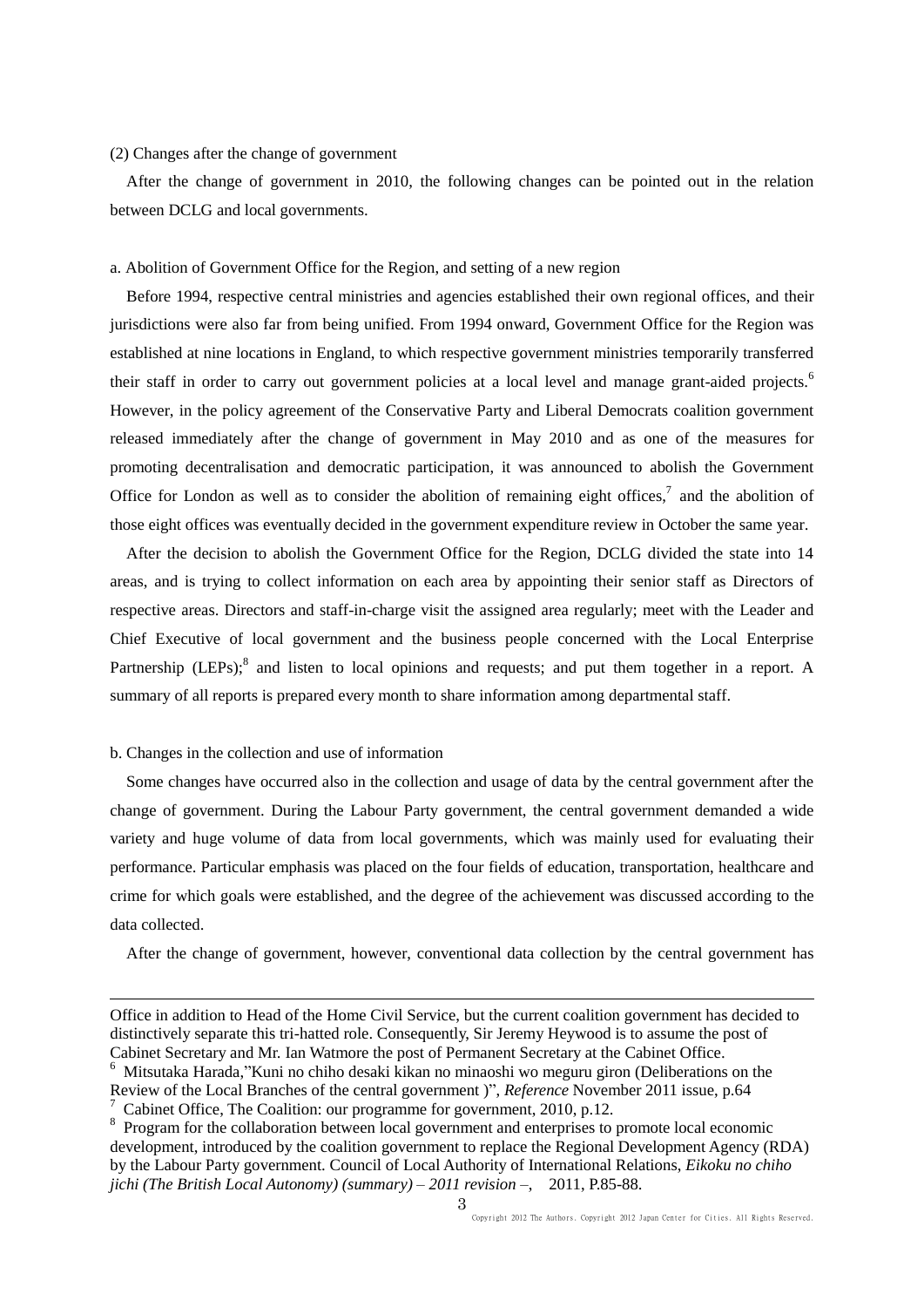(2) Changes after the change of government

After the change of government in 2010, the following changes can be pointed out in the relation between DCLG and local governments.

a. Abolition of Government Office for the Region, and setting of a new region

Before 1994, respective central ministries and agencies established their own regional offices, and their jurisdictions were also far from being unified. From 1994 onward, Government Office for the Region was established at nine locations in England, to which respective government ministries temporarily transferred their staff in order to carry out government policies at a local level and manage grant-aided projects.[6] However, in the policy agreement of the Conservative Party and Liberal Democrats coalition government released immediately after the change of government in May 2010 and as one of the measures for promoting decentralisation and democratic participation, it was announced to abolish the Government Office for London as well as to consider the abolition of remaining eight offices,[7] and the abolition of those eight offices was eventually decided in the government expenditure review in October the same year.

After the decision to abolish the Government Office for the Region, DCLG divided the state into 14 areas, and is trying to collect information on each area by appointing their senior staff as Directors of respective areas. Directors and staff-in-charge visit the assigned area regularly; meet with the Leader and Chief Executive of local government and the business people concerned with the Local Enterprise Partnership (LEPs);[8] and listen to local opinions and requests; and put them together in a report. A summary of all reports is prepared every month to share information among departmental staff.

b. Changes in the collection and use of information

Some changes have occurred also in the collection and usage of data by the central government after the change of government. During the Labour Party government, the central government demanded a wide variety and huge volume of data from local governments, which was mainly used for evaluating their performance. Particular emphasis was placed on the four fields of education, transportation, healthcare and crime for which goals were established, and the degree of the achievement was discussed according to the data collected.

After the change of government, however, conventional data collection by the central government has

---

Office in addition to Head of the Home Civil Service, but the current coalition government has decided to distinctively separate this tri-hatted role. Consequently, Sir Jeremy Heywood is to assume the post of Cabinet Secretary and Mr. Ian Watmore the post of Permanent Secretary at the Cabinet Office.

[6] Mitsutaka Harada,"Kuni no chiho desaki kikan no minaoshi wo meguru giron (Deliberations on the Review of the Local Branches of the central government )", *Reference* November 2011 issue, p.64

[7] Cabinet Office, The Coalition: our programme for government, 2010, p.12.

[8] Program for the collaboration between local government and enterprises to promote local economic development, introduced by the coalition government to replace the Regional Development Agency (RDA) by the Labour Party government. Council of Local Authority of International Relations, *Eikoku no chiho jichi (The British Local Autonomy) (summary) – 2011 revision –*, 2011, P.85-88.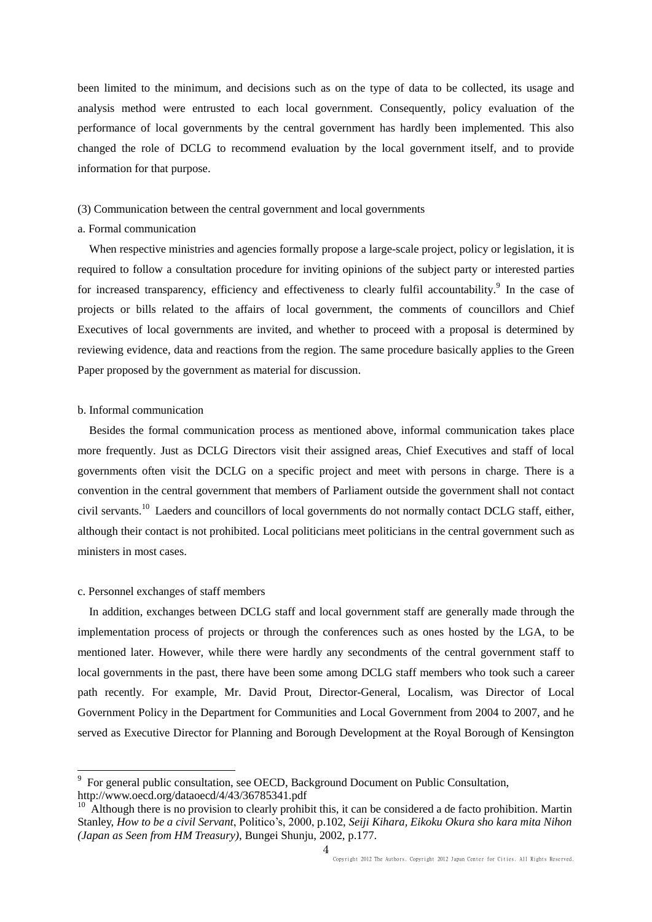been limited to the minimum, and decisions such as on the type of data to be collected, its usage and analysis method were entrusted to each local government. Consequently, policy evaluation of the performance of local governments by the central government has hardly been implemented. This also changed the role of DCLG to recommend evaluation by the local government itself, and to provide information for that purpose.

(3) Communication between the central government and local governments

a. Formal communication

When respective ministries and agencies formally propose a large-scale project, policy or legislation, it is required to follow a consultation procedure for inviting opinions of the subject party or interested parties for increased transparency, efficiency and effectiveness to clearly fulfil accountability.[9] In the case of projects or bills related to the affairs of local government, the comments of councillors and Chief Executives of local governments are invited, and whether to proceed with a proposal is determined by reviewing evidence, data and reactions from the region. The same procedure basically applies to the Green Paper proposed by the government as material for discussion.

b. Informal communication

Besides the formal communication process as mentioned above, informal communication takes place more frequently. Just as DCLG Directors visit their assigned areas, Chief Executives and staff of local governments often visit the DCLG on a specific project and meet with persons in charge. There is a convention in the central government that members of Parliament outside the government shall not contact civil servants.[10] Laeders and councillors of local governments do not normally contact DCLG staff, either, although their contact is not prohibited. Local politicians meet politicians in the central government such as ministers in most cases.

c. Personnel exchanges of staff members

In addition, exchanges between DCLG staff and local government staff are generally made through the implementation process of projects or through the conferences such as ones hosted by the LGA, to be mentioned later. However, while there were hardly any secondments of the central government staff to local governments in the past, there have been some among DCLG staff members who took such a career path recently. For example, Mr. David Prout, Director-General, Localism, was Director of Local Government Policy in the Department for Communities and Local Government from 2004 to 2007, and he served as Executive Director for Planning and Borough Development at the Royal Borough of Kensington

---

[9] For general public consultation, see OECD, Background Document on Public Consultation, http://www.oecd.org/dataoecd/4/43/36785341.pdf

[10] Although there is no provision to clearly prohibit this, it can be considered a de facto prohibition. Martin Stanley, *How to be a civil Servant*, Politico's, 2000, p.102, *Seiji Kihara, Eikoku Okura sho kara mita Nihon (Japan as Seen from HM Treasury)*, Bungei Shunju, 2002, p.177.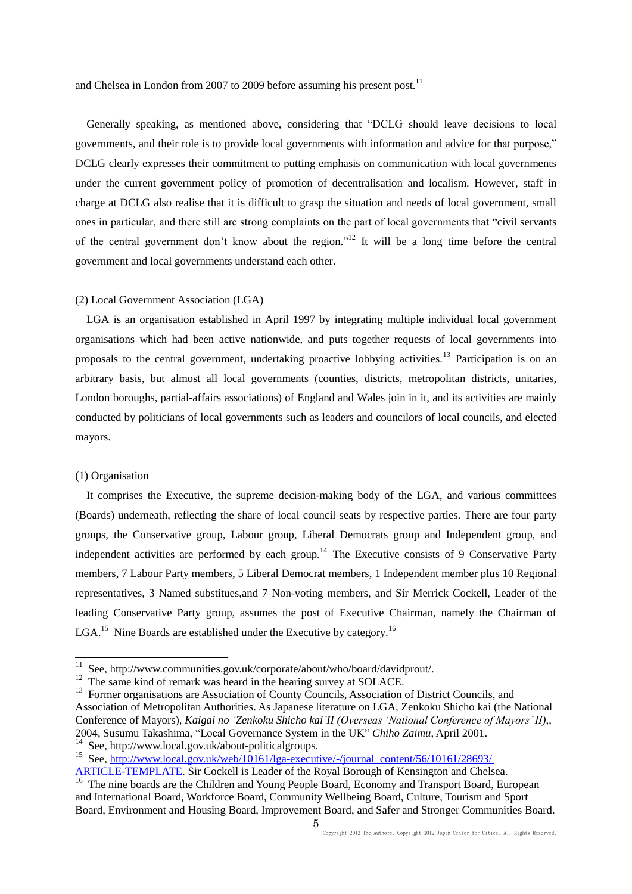and Chelsea in London from 2007 to 2009 before assuming his present post.[11]

Generally speaking, as mentioned above, considering that "DCLG should leave decisions to local governments, and their role is to provide local governments with information and advice for that purpose," DCLG clearly expresses their commitment to putting emphasis on communication with local governments under the current government policy of promotion of decentralisation and localism. However, staff in charge at DCLG also realise that it is difficult to grasp the situation and needs of local government, small ones in particular, and there still are strong complaints on the part of local governments that "civil servants of the central government don't know about the region."[12] It will be a long time before the central government and local governments understand each other.

(2) Local Government Association (LGA)

LGA is an organisation established in April 1997 by integrating multiple individual local government organisations which had been active nationwide, and puts together requests of local governments into proposals to the central government, undertaking proactive lobbying activities.[13] Participation is on an arbitrary basis, but almost all local governments (counties, districts, metropolitan districts, unitaries, London boroughs, partial-affairs associations) of England and Wales join in it, and its activities are mainly conducted by politicians of local governments such as leaders and councilors of local councils, and elected mayors.

(1) Organisation

It comprises the Executive, the supreme decision-making body of the LGA, and various committees (Boards) underneath, reflecting the share of local council seats by respective parties. There are four party groups, the Conservative group, Labour group, Liberal Democrats group and Independent group, and independent activities are performed by each group.[14] The Executive consists of 9 Conservative Party members, 7 Labour Party members, 5 Liberal Democrat members, 1 Independent member plus 10 Regional representatives, 3 Named substitues,and 7 Non-voting members, and Sir Merrick Cockell, Leader of the leading Conservative Party group, assumes the post of Executive Chairman, namely the Chairman of LGA.[15] Nine Boards are established under the Executive by category.[16]

---

[11] See, http://www.communities.gov.uk/corporate/about/who/board/davidprout/.

[12] The same kind of remark was heard in the hearing survey at SOLACE.

[13] Former organisations are Association of County Councils, Association of District Councils, and Association of Metropolitan Authorities. As Japanese literature on LGA, Zenkoku Shicho kai (the National Conference of Mayors), *Kaigai no 'Zenkoku Shicho kai'II (Overseas 'National Conference of Mayors' II)*,, 2004, Susumu Takashima, "Local Governance System in the UK" *Chiho Zaimu*, April 2001.

[14] See, http://www.local.gov.uk/about-politicalgroups.

[15] See, http://www.local.gov.uk/web/10161/lga-executive/-/journal_content/56/10161/28693/ARTICLE-TEMPLATE. Sir Cockell is Leader of the Royal Borough of Kensington and Chelsea.

[16] The nine boards are the Children and Young People Board, Economy and Transport Board, European and International Board, Workforce Board, Community Wellbeing Board, Culture, Tourism and Sport Board, Environment and Housing Board, Improvement Board, and Safer and Stronger Communities Board.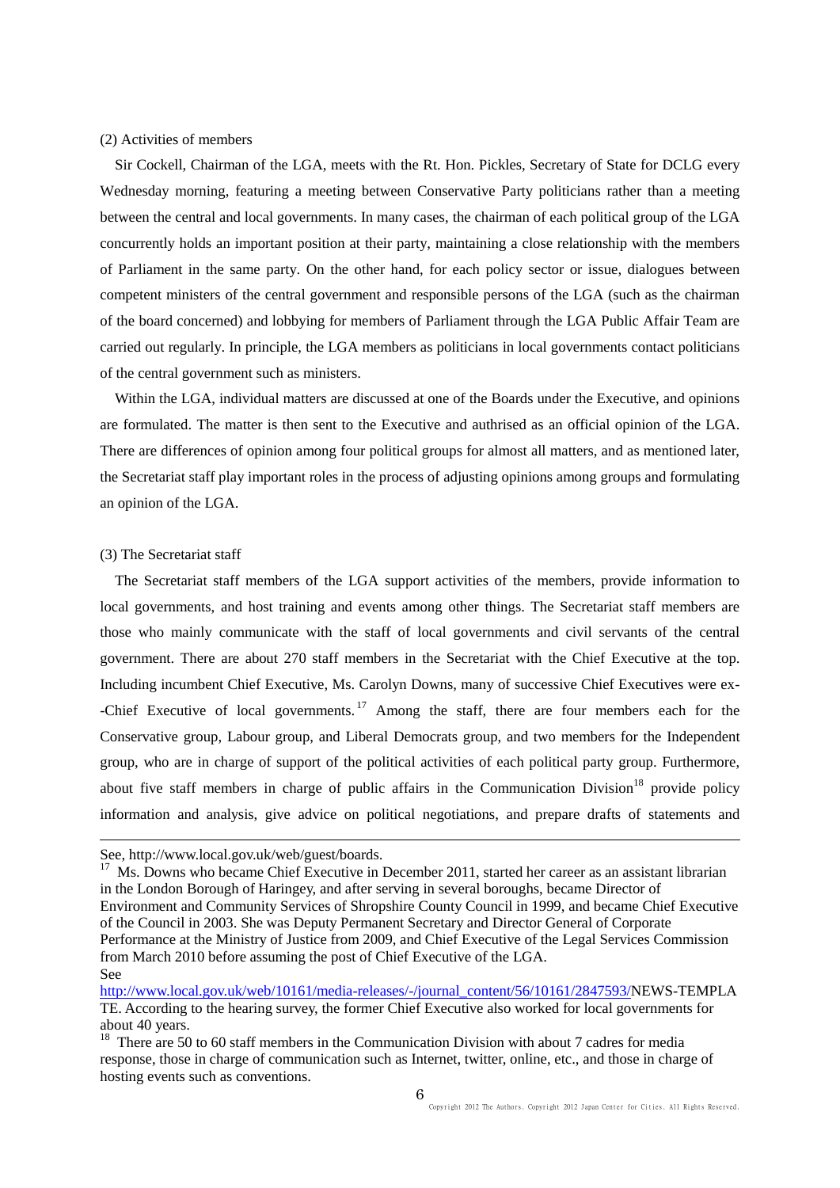(2) Activities of members

Sir Cockell, Chairman of the LGA, meets with the Rt. Hon. Pickles, Secretary of State for DCLG every Wednesday morning, featuring a meeting between Conservative Party politicians rather than a meeting between the central and local governments. In many cases, the chairman of each political group of the LGA concurrently holds an important position at their party, maintaining a close relationship with the members of Parliament in the same party. On the other hand, for each policy sector or issue, dialogues between competent ministers of the central government and responsible persons of the LGA (such as the chairman of the board concerned) and lobbying for members of Parliament through the LGA Public Affair Team are carried out regularly. In principle, the LGA members as politicians in local governments contact politicians of the central government such as ministers.

Within the LGA, individual matters are discussed at one of the Boards under the Executive, and opinions are formulated. The matter is then sent to the Executive and authrised as an official opinion of the LGA. There are differences of opinion among four political groups for almost all matters, and as mentioned later, the Secretariat staff play important roles in the process of adjusting opinions among groups and formulating an opinion of the LGA.

(3) The Secretariat staff

The Secretariat staff members of the LGA support activities of the members, provide information to local governments, and host training and events among other things. The Secretariat staff members are those who mainly communicate with the staff of local governments and civil servants of the central government. There are about 270 staff members in the Secretariat with the Chief Executive at the top. Including incumbent Chief Executive, Ms. Carolyn Downs, many of successive Chief Executives were ex--Chief Executive of local governments.[17] Among the staff, there are four members each for the Conservative group, Labour group, and Liberal Democrats group, and two members for the Independent group, who are in charge of support of the political activities of each political party group. Furthermore, about five staff members in charge of public affairs in the Communication Division[18] provide policy information and analysis, give advice on political negotiations, and prepare drafts of statements and

---

See, http://www.local.gov.uk/web/guest/boards.

[17] Ms. Downs who became Chief Executive in December 2011, started her career as an assistant librarian in the London Borough of Haringey, and after serving in several boroughs, became Director of Environment and Community Services of Shropshire County Council in 1999, and became Chief Executive of the Council in 2003. She was Deputy Permanent Secretary and Director General of Corporate Performance at the Ministry of Justice from 2009, and Chief Executive of the Legal Services Commission from March 2010 before assuming the post of Chief Executive of the LGA. See http://www.local.gov.uk/web/10161/media-releases/-/journal_content/56/10161/2847593/NEWS-TEMPLATE. According to the hearing survey, the former Chief Executive also worked for local governments for about 40 years.

[18] There are 50 to 60 staff members in the Communication Division with about 7 cadres for media response, those in charge of communication such as Internet, twitter, online, etc., and those in charge of hosting events such as conventions.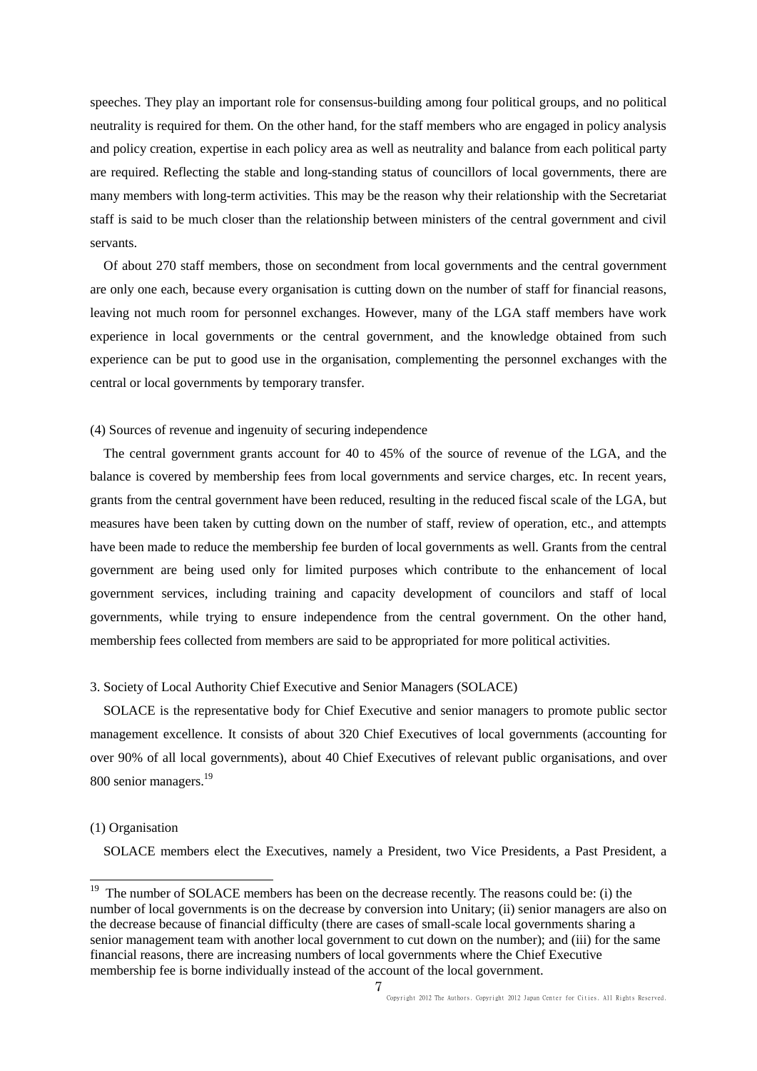speeches. They play an important role for consensus-building among four political groups, and no political neutrality is required for them. On the other hand, for the staff members who are engaged in policy analysis and policy creation, expertise in each policy area as well as neutrality and balance from each political party are required. Reflecting the stable and long-standing status of councillors of local governments, there are many members with long-term activities. This may be the reason why their relationship with the Secretariat staff is said to be much closer than the relationship between ministers of the central government and civil servants.

Of about 270 staff members, those on secondment from local governments and the central government are only one each, because every organisation is cutting down on the number of staff for financial reasons, leaving not much room for personnel exchanges. However, many of the LGA staff members have work experience in local governments or the central government, and the knowledge obtained from such experience can be put to good use in the organisation, complementing the personnel exchanges with the central or local governments by temporary transfer.

### (4) Sources of revenue and ingenuity of securing independence

The central government grants account for 40 to 45% of the source of revenue of the LGA, and the balance is covered by membership fees from local governments and service charges, etc. In recent years, grants from the central government have been reduced, resulting in the reduced fiscal scale of the LGA, but measures have been taken by cutting down on the number of staff, review of operation, etc., and attempts have been made to reduce the membership fee burden of local governments as well. Grants from the central government are being used only for limited purposes which contribute to the enhancement of local government services, including training and capacity development of councilors and staff of local governments, while trying to ensure independence from the central government. On the other hand, membership fees collected from members are said to be appropriated for more political activities.

## 3. Society of Local Authority Chief Executive and Senior Managers (SOLACE)

SOLACE is the representative body for Chief Executive and senior managers to promote public sector management excellence. It consists of about 320 Chief Executives of local governments (accounting for over 90% of all local governments), about 40 Chief Executives of relevant public organisations, and over 800 senior managers.[19]

### (1) Organisation

SOLACE members elect the Executives, namely a President, two Vice Presidents, a Past President, a

---

[19] The number of SOLACE members has been on the decrease recently. The reasons could be: (i) the number of local governments is on the decrease by conversion into Unitary; (ii) senior managers are also on the decrease because of financial difficulty (there are cases of small-scale local governments sharing a senior management team with another local government to cut down on the number); and (iii) for the same financial reasons, there are increasing numbers of local governments where the Chief Executive membership fee is borne individually instead of the account of the local government.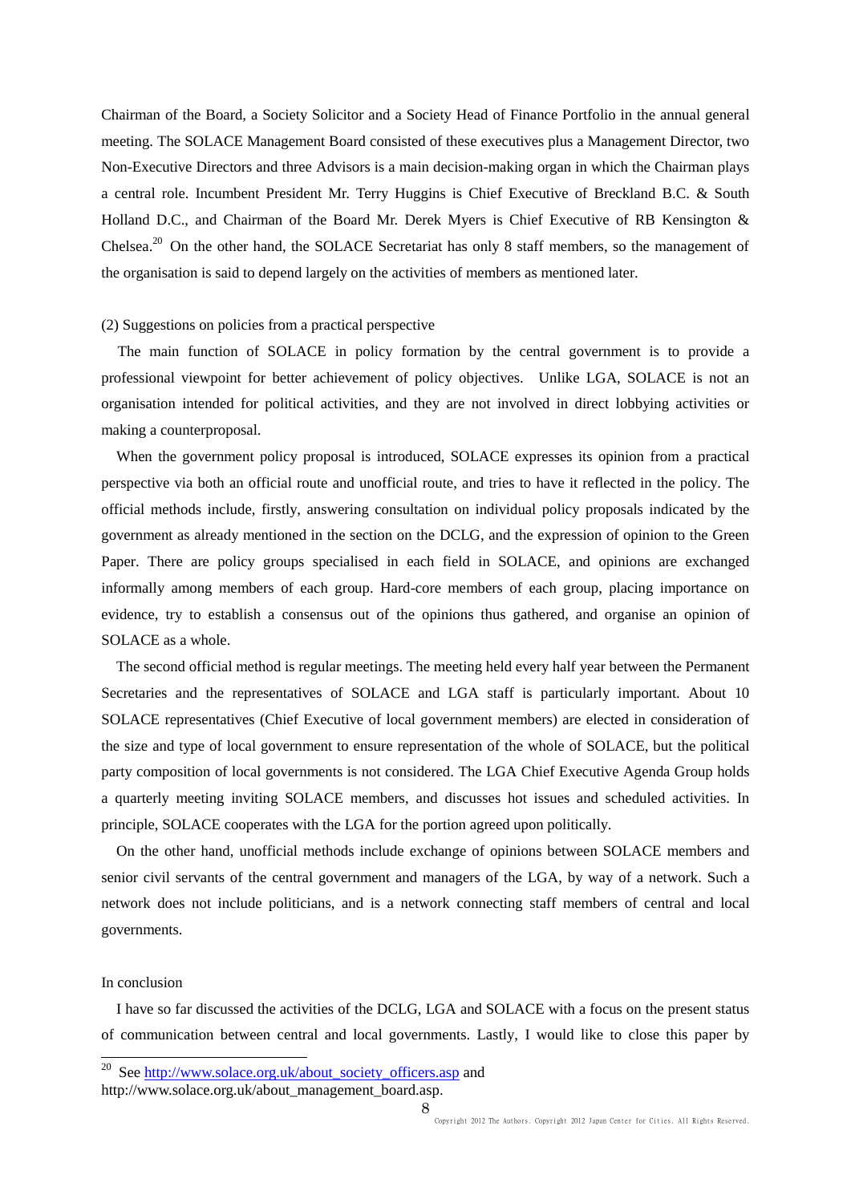Chairman of the Board, a Society Solicitor and a Society Head of Finance Portfolio in the annual general meeting. The SOLACE Management Board consisted of these executives plus a Management Director, two Non-Executive Directors and three Advisors is a main decision-making organ in which the Chairman plays a central role. Incumbent President Mr. Terry Huggins is Chief Executive of Breckland B.C. & South Holland D.C., and Chairman of the Board Mr. Derek Myers is Chief Executive of RB Kensington & Chelsea.[20] On the other hand, the SOLACE Secretariat has only 8 staff members, so the management of the organisation is said to depend largely on the activities of members as mentioned later.

(2) Suggestions on policies from a practical perspective

The main function of SOLACE in policy formation by the central government is to provide a professional viewpoint for better achievement of policy objectives. Unlike LGA, SOLACE is not an organisation intended for political activities, and they are not involved in direct lobbying activities or making a counterproposal.

When the government policy proposal is introduced, SOLACE expresses its opinion from a practical perspective via both an official route and unofficial route, and tries to have it reflected in the policy. The official methods include, firstly, answering consultation on individual policy proposals indicated by the government as already mentioned in the section on the DCLG, and the expression of opinion to the Green Paper. There are policy groups specialised in each field in SOLACE, and opinions are exchanged informally among members of each group. Hard-core members of each group, placing importance on evidence, try to establish a consensus out of the opinions thus gathered, and organise an opinion of SOLACE as a whole.

The second official method is regular meetings. The meeting held every half year between the Permanent Secretaries and the representatives of SOLACE and LGA staff is particularly important. About 10 SOLACE representatives (Chief Executive of local government members) are elected in consideration of the size and type of local government to ensure representation of the whole of SOLACE, but the political party composition of local governments is not considered. The LGA Chief Executive Agenda Group holds a quarterly meeting inviting SOLACE members, and discusses hot issues and scheduled activities. In principle, SOLACE cooperates with the LGA for the portion agreed upon politically.

On the other hand, unofficial methods include exchange of opinions between SOLACE members and senior civil servants of the central government and managers of the LGA, by way of a network. Such a network does not include politicians, and is a network connecting staff members of central and local governments.

In conclusion

I have so far discussed the activities of the DCLG, LGA and SOLACE with a focus on the present status of communication between central and local governments. Lastly, I would like to close this paper by

[20] See http://www.solace.org.uk/about_society_officers.asp and http://www.solace.org.uk/about_management_board.asp.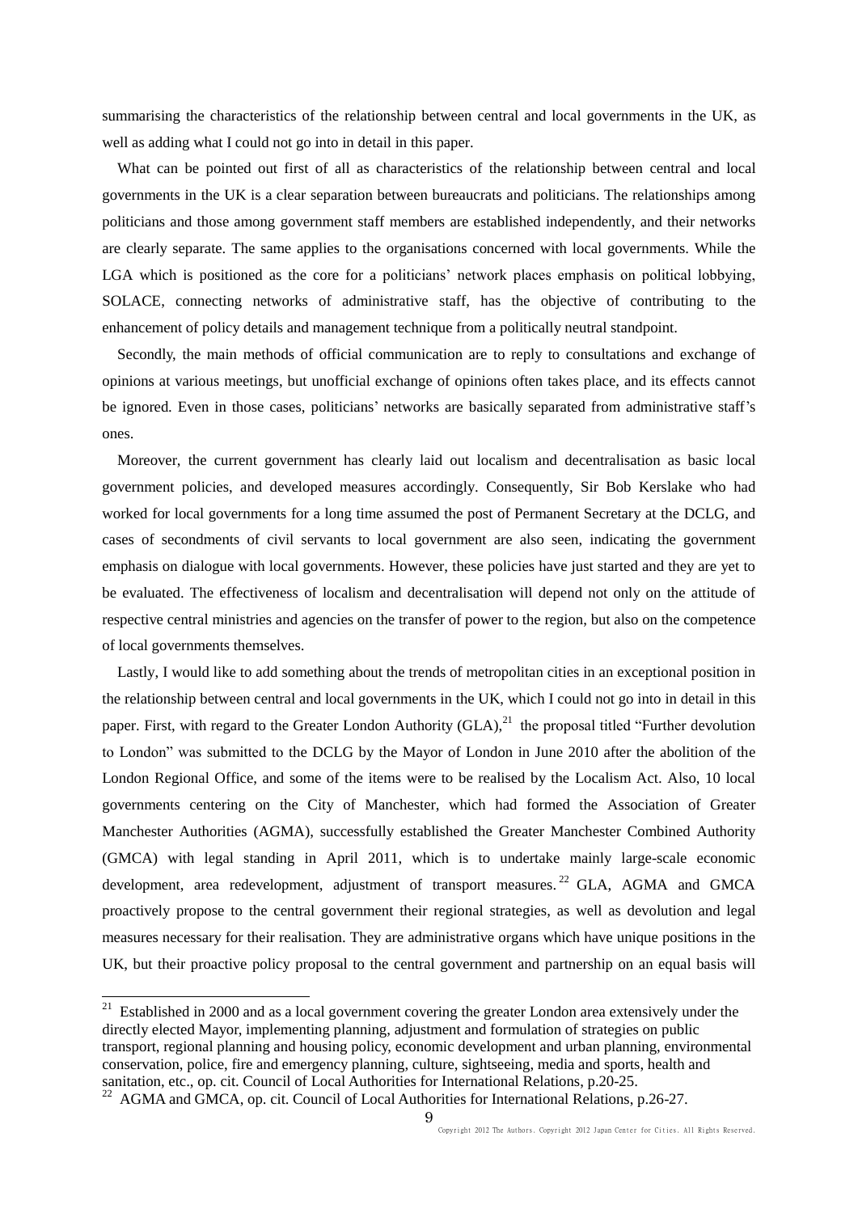summarising the characteristics of the relationship between central and local governments in the UK, as well as adding what I could not go into in detail in this paper.

What can be pointed out first of all as characteristics of the relationship between central and local governments in the UK is a clear separation between bureaucrats and politicians. The relationships among politicians and those among government staff members are established independently, and their networks are clearly separate. The same applies to the organisations concerned with local governments. While the LGA which is positioned as the core for a politicians' network places emphasis on political lobbying, SOLACE, connecting networks of administrative staff, has the objective of contributing to the enhancement of policy details and management technique from a politically neutral standpoint.

Secondly, the main methods of official communication are to reply to consultations and exchange of opinions at various meetings, but unofficial exchange of opinions often takes place, and its effects cannot be ignored. Even in those cases, politicians' networks are basically separated from administrative staff's ones.

Moreover, the current government has clearly laid out localism and decentralisation as basic local government policies, and developed measures accordingly. Consequently, Sir Bob Kerslake who had worked for local governments for a long time assumed the post of Permanent Secretary at the DCLG, and cases of secondments of civil servants to local government are also seen, indicating the government emphasis on dialogue with local governments. However, these policies have just started and they are yet to be evaluated. The effectiveness of localism and decentralisation will depend not only on the attitude of respective central ministries and agencies on the transfer of power to the region, but also on the competence of local governments themselves.

Lastly, I would like to add something about the trends of metropolitan cities in an exceptional position in the relationship between central and local governments in the UK, which I could not go into in detail in this paper. First, with regard to the Greater London Authority (GLA),[21] the proposal titled "Further devolution to London" was submitted to the DCLG by the Mayor of London in June 2010 after the abolition of the London Regional Office, and some of the items were to be realised by the Localism Act. Also, 10 local governments centering on the City of Manchester, which had formed the Association of Greater Manchester Authorities (AGMA), successfully established the Greater Manchester Combined Authority (GMCA) with legal standing in April 2011, which is to undertake mainly large-scale economic development, area redevelopment, adjustment of transport measures.[22] GLA, AGMA and GMCA proactively propose to the central government their regional strategies, as well as devolution and legal measures necessary for their realisation. They are administrative organs which have unique positions in the UK, but their proactive policy proposal to the central government and partnership on an equal basis will

---

[21] Established in 2000 and as a local government covering the greater London area extensively under the directly elected Mayor, implementing planning, adjustment and formulation of strategies on public transport, regional planning and housing policy, economic development and urban planning, environmental conservation, police, fire and emergency planning, culture, sightseeing, media and sports, health and sanitation, etc., op. cit. Council of Local Authorities for International Relations, p.20-25.

[22] AGMA and GMCA, op. cit. Council of Local Authorities for International Relations, p.26-27.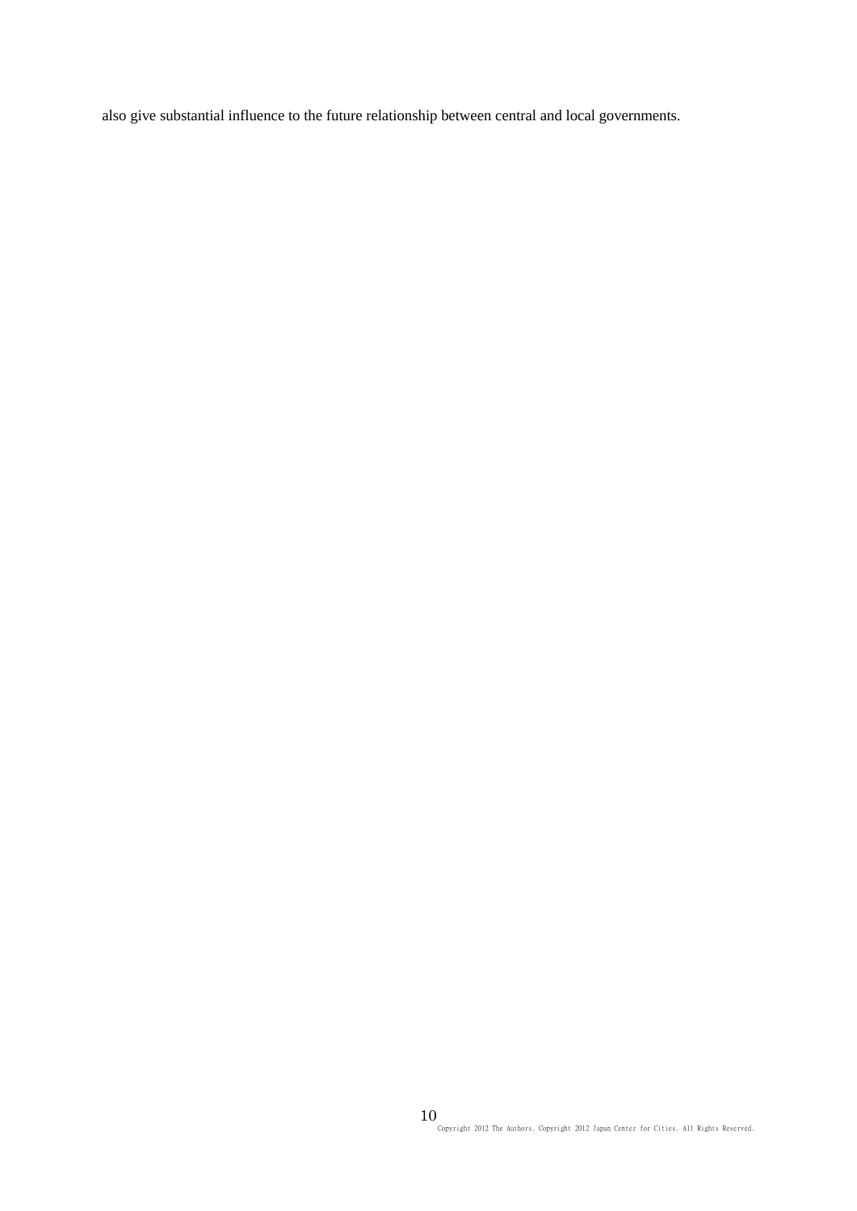also give substantial influence to the future relationship between central and local governments.